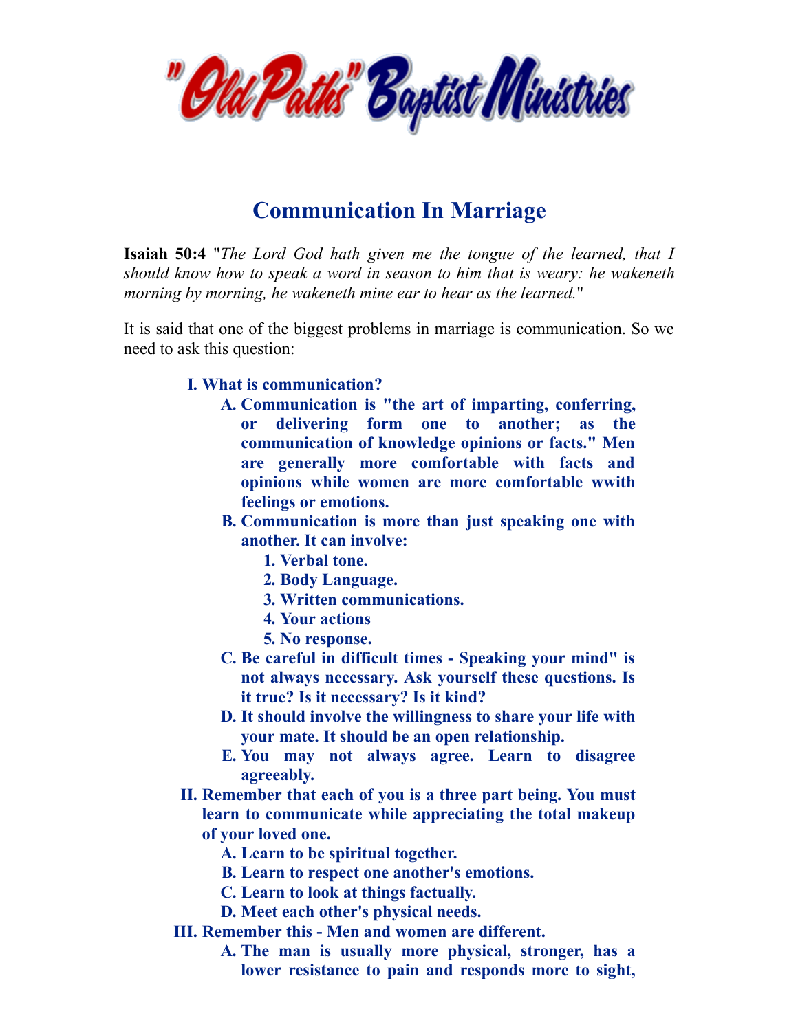"Old Paths" Baptist Ministries

# Communication In Marriage

**Isaiah 50:4** "*The Lord God hath given me the tongue of the learned, that I should know how to speak a word in season to him that is weary: he wakeneth morning by morning, he wakeneth mine ear to hear as the learned.*"

It is said that one of the biggest problems in marriage is communication. So we need to ask this question:

**I. What is communication?**

- **A. Communication is "the art of imparting, conferring, or delivering form one to another; as the communication of knowledge opinions or facts." Men are generally more comfortable with facts and opinions while women are more comfortable wwith feelings or emotions.**
- **B. Communication is more than just speaking one with another. It can involve:**
  1. **Verbal tone.**
  2. **Body Language.**
  3. **Written communications.**
  4. **Your actions**
  5. **No response.**
- **C. Be careful in difficult times - Speaking your mind" is not always necessary. Ask yourself these questions. Is it true? Is it necessary? Is it kind?**
- **D. It should involve the willingness to share your life with your mate. It should be an open relationship.**
- **E. You may not always agree. Learn to disagree agreeably.**

**II. Remember that each of you is a three part being. You must learn to communicate while appreciating the total makeup of your loved one.**

- **A. Learn to be spiritual together.**
- **B. Learn to respect one another's emotions.**
- **C. Learn to look at things factually.**
- **D. Meet each other's physical needs.**

**III. Remember this - Men and women are different.**

- **A. The man is usually more physical, stronger, has a lower resistance to pain and responds more to sight,**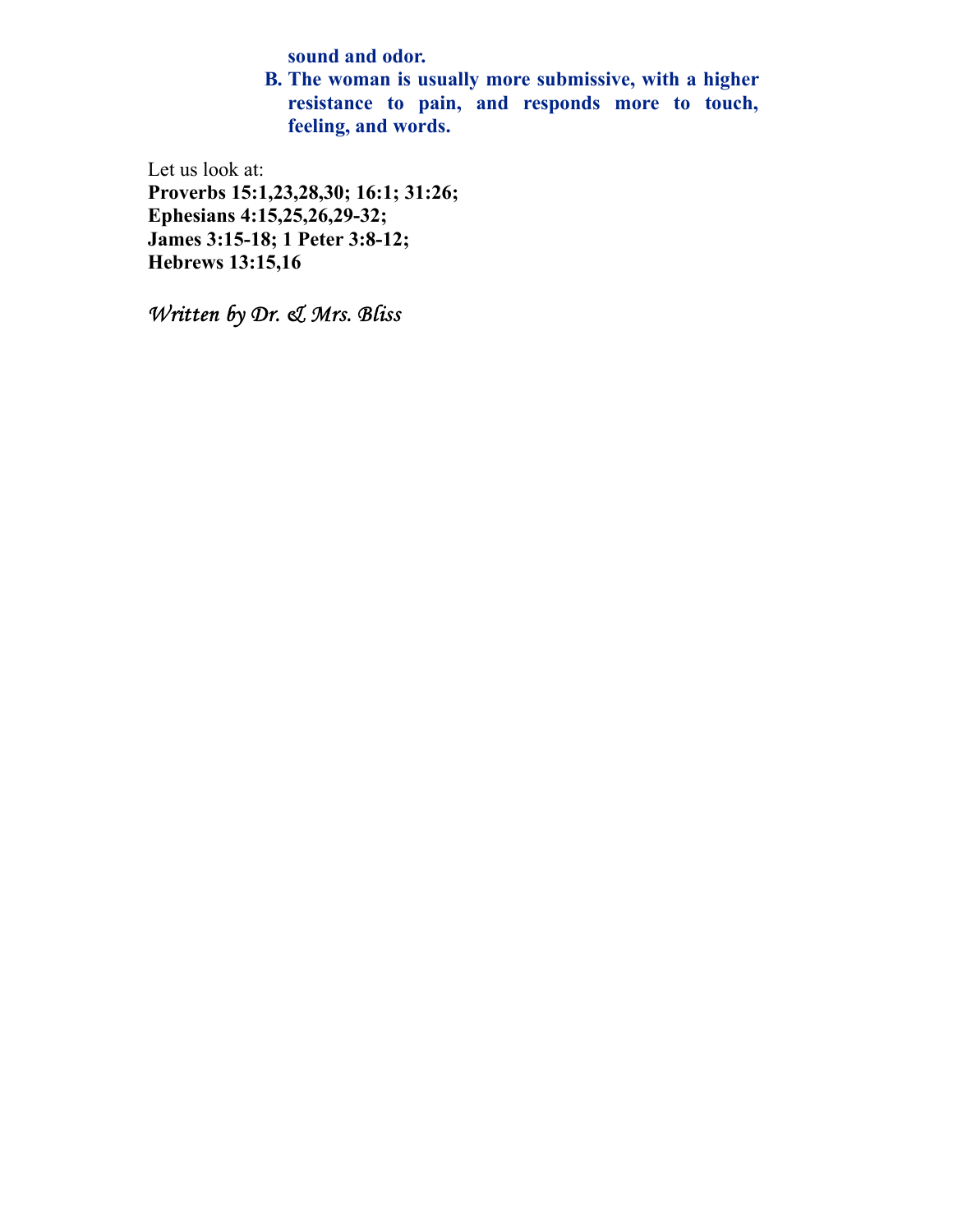**sound and odor.**

B. **The woman is usually more submissive, with a higher resistance to pain, and responds more to touch, feeling, and words.**

Let us look at:
**Proverbs 15:1,23,28,30; 16:1; 31:26;**
**Ephesians 4:15,25,26,29-32;**
**James 3:15-18; 1 Peter 3:8-12;**
**Hebrews 13:15,16**

*Written by Dr. & Mrs. Bliss*